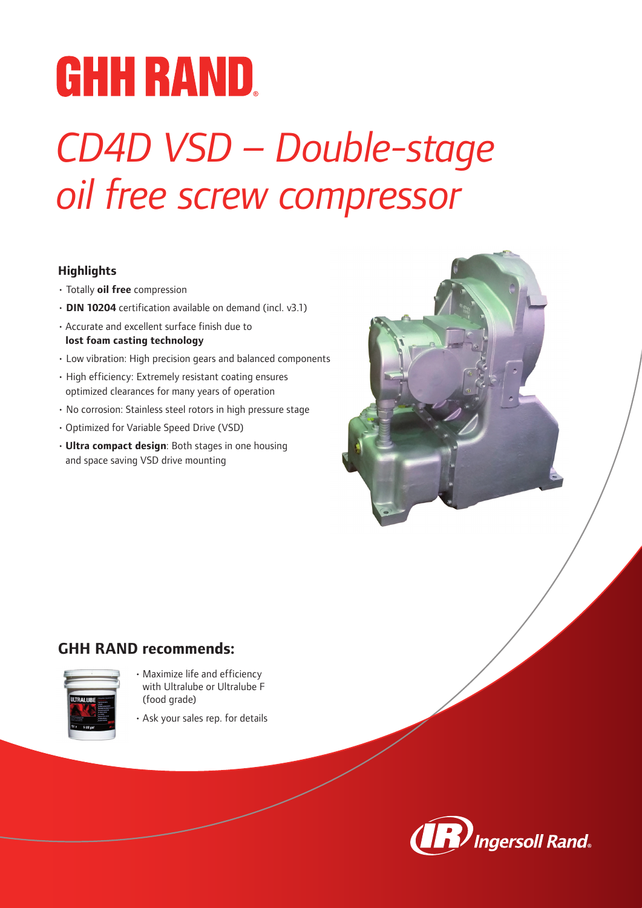# GHH RAND

# *CD4D VSD – Double-stage oil free screw compressor*

### Highlights

- Totally **oil free** compression
- **DIN 10204** certification available on demand (incl. v3.1)
- Accurate and excellent surface finish due to **lost foam casting technology**
- Low vibration: High precision gears and balanced components
- High efficiency: Extremely resistant coating ensures optimized clearances for many years of operation
- No corrosion: Stainless steel rotors in high pressure stage
- Optimized for Variable Speed Drive (VSD)
- **Ultra compact design**: Both stages in one housing and space saving VSD drive mounting

## GHH RAND recommends:

- Maximize life and efficiency with Ultralube or Ultralube F (food grade)
- Ask your sales rep. for details

Ingersoll Rand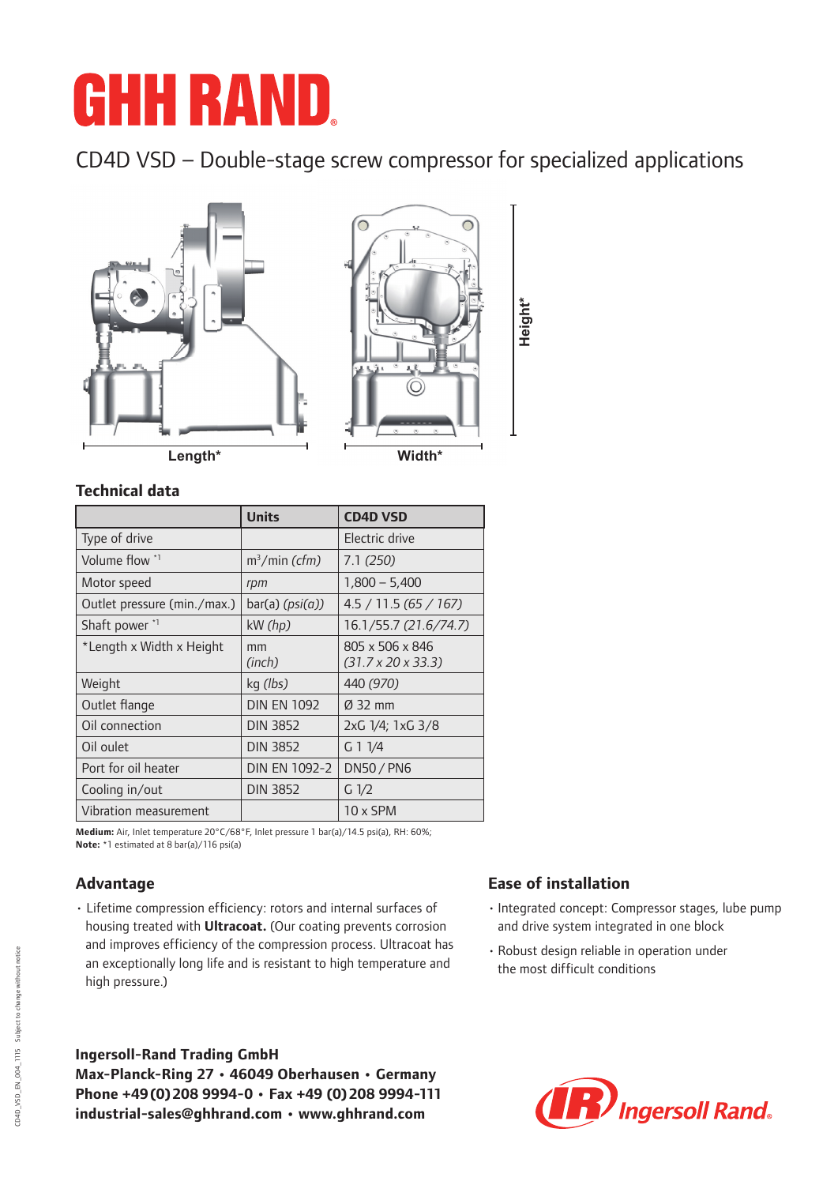# GHH RAND

## CD4D VSD – Double-stage screw compressor for specialized applications

Length*

Width*

Height*

### Technical data

| | Units | CD4D VSD |
|---|---|---|
| Type of drive | | Electric drive |
| Volume flow *1 | $m^3$/min *(cfm)* | 7.1 *(250)* |
| Motor speed | *rpm* | 1,800 – 5,400 |
| Outlet pressure (min./max.) | bar(a) *(psi(a))* | 4.5 / 11.5 *(65 / 167)* |
| Shaft power *1 | kW *(hp)* | 16.1/55.7 *(21.6/74.7)* |
| *Length x Width x Height | mm *(inch)* | 805 x 506 x 846 *(31.7 x 20 x 33.3)* |
| Weight | kg *(lbs)* | 440 *(970)* |
| Outlet flange | DIN EN 1092 | Ø 32 mm |
| Oil connection | DIN 3852 | 2xG 1/4; 1xG 3/8 |
| Oil oulet | DIN 3852 | G 1 1/4 |
| Port for oil heater | DIN EN 1092-2 | DN50 / PN6 |
| Cooling in/out | DIN 3852 | G 1/2 |
| Vibration measurement | | 10 x SPM |

**Medium:** Air, Inlet temperature 20°C/68°F, Inlet pressure 1 bar(a)/14.5 psi(a), RH: 60%;
**Note:** *1 estimated at 8 bar(a)/116 psi(a)

### Advantage

- Lifetime compression efficiency: rotors and internal surfaces of housing treated with **Ultracoat.** (Our coating prevents corrosion and improves efficiency of the compression process. Ultracoat has an exceptionally long life and is resistant to high temperature and high pressure.)

### Ease of installation

- Integrated concept: Compressor stages, lube pump and drive system integrated in one block
- Robust design reliable in operation under the most difficult conditions

**Ingersoll-Rand Trading GmbH**
**Max-Planck-Ring 27 • 46049 Oberhausen • Germany**
**Phone +49 (0) 208 9994-0 • Fax +49 (0) 208 9994-111**
**industrial-sales@ghhrand.com • www.ghhrand.com**

Ingersoll Rand

CD4D_VSD_EN_004_1115 Subject to change without notice